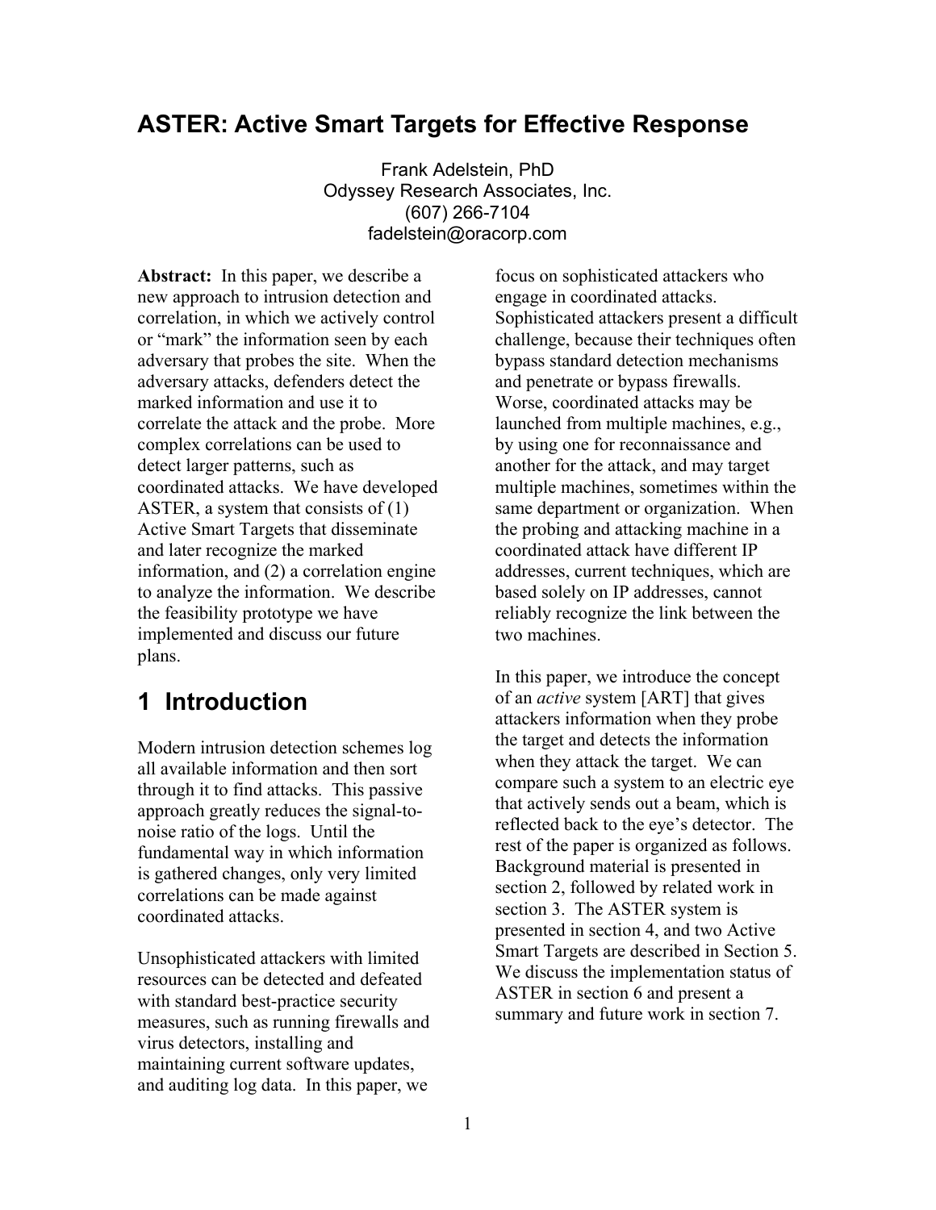# ASTER: Active Smart Targets for Effective Response

Frank Adelstein, PhD
Odyssey Research Associates, Inc.
(607) 266-7104
fadelstein@oracorp.com

**Abstract:** In this paper, we describe a new approach to intrusion detection and correlation, in which we actively control or "mark" the information seen by each adversary that probes the site. When the adversary attacks, defenders detect the marked information and use it to correlate the attack and the probe. More complex correlations can be used to detect larger patterns, such as coordinated attacks. We have developed ASTER, a system that consists of (1) Active Smart Targets that disseminate and later recognize the marked information, and (2) a correlation engine to analyze the information. We describe the feasibility prototype we have implemented and discuss our future plans.

## 1 Introduction

Modern intrusion detection schemes log all available information and then sort through it to find attacks. This passive approach greatly reduces the signal-to-noise ratio of the logs. Until the fundamental way in which information is gathered changes, only very limited correlations can be made against coordinated attacks.

Unsophisticated attackers with limited resources can be detected and defeated with standard best-practice security measures, such as running firewalls and virus detectors, installing and maintaining current software updates, and auditing log data. In this paper, we focus on sophisticated attackers who engage in coordinated attacks. Sophisticated attackers present a difficult challenge, because their techniques often bypass standard detection mechanisms and penetrate or bypass firewalls. Worse, coordinated attacks may be launched from multiple machines, e.g., by using one for reconnaissance and another for the attack, and may target multiple machines, sometimes within the same department or organization. When the probing and attacking machine in a coordinated attack have different IP addresses, current techniques, which are based solely on IP addresses, cannot reliably recognize the link between the two machines.

In this paper, we introduce the concept of an *active* system [ART] that gives attackers information when they probe the target and detects the information when they attack the target. We can compare such a system to an electric eye that actively sends out a beam, which is reflected back to the eye's detector. The rest of the paper is organized as follows. Background material is presented in section 2, followed by related work in section 3. The ASTER system is presented in section 4, and two Active Smart Targets are described in Section 5. We discuss the implementation status of ASTER in section 6 and present a summary and future work in section 7.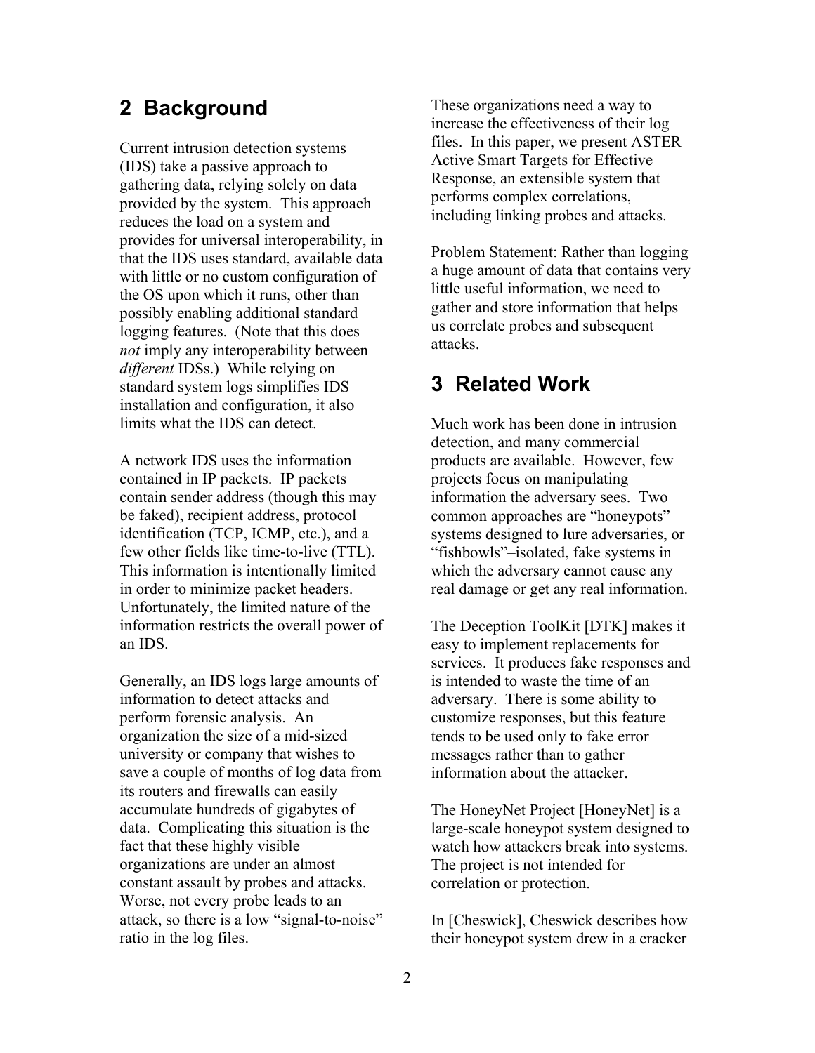## 2 Background

Current intrusion detection systems (IDS) take a passive approach to gathering data, relying solely on data provided by the system. This approach reduces the load on a system and provides for universal interoperability, in that the IDS uses standard, available data with little or no custom configuration of the OS upon which it runs, other than possibly enabling additional standard logging features. (Note that this does *not* imply any interoperability between *different* IDSs.) While relying on standard system logs simplifies IDS installation and configuration, it also limits what the IDS can detect.

A network IDS uses the information contained in IP packets. IP packets contain sender address (though this may be faked), recipient address, protocol identification (TCP, ICMP, etc.), and a few other fields like time-to-live (TTL). This information is intentionally limited in order to minimize packet headers. Unfortunately, the limited nature of the information restricts the overall power of an IDS.

Generally, an IDS logs large amounts of information to detect attacks and perform forensic analysis. An organization the size of a mid-sized university or company that wishes to save a couple of months of log data from its routers and firewalls can easily accumulate hundreds of gigabytes of data. Complicating this situation is the fact that these highly visible organizations are under an almost constant assault by probes and attacks. Worse, not every probe leads to an attack, so there is a low "signal-to-noise" ratio in the log files.

These organizations need a way to increase the effectiveness of their log files. In this paper, we present ASTER – Active Smart Targets for Effective Response, an extensible system that performs complex correlations, including linking probes and attacks.

Problem Statement: Rather than logging a huge amount of data that contains very little useful information, we need to gather and store information that helps us correlate probes and subsequent attacks.

## 3 Related Work

Much work has been done in intrusion detection, and many commercial products are available. However, few projects focus on manipulating information the adversary sees. Two common approaches are "honeypots"– systems designed to lure adversaries, or "fishbowls"–isolated, fake systems in which the adversary cannot cause any real damage or get any real information.

The Deception ToolKit [DTK] makes it easy to implement replacements for services. It produces fake responses and is intended to waste the time of an adversary. There is some ability to customize responses, but this feature tends to be used only to fake error messages rather than to gather information about the attacker.

The HoneyNet Project [HoneyNet] is a large-scale honeypot system designed to watch how attackers break into systems. The project is not intended for correlation or protection.

In [Cheswick], Cheswick describes how their honeypot system drew in a cracker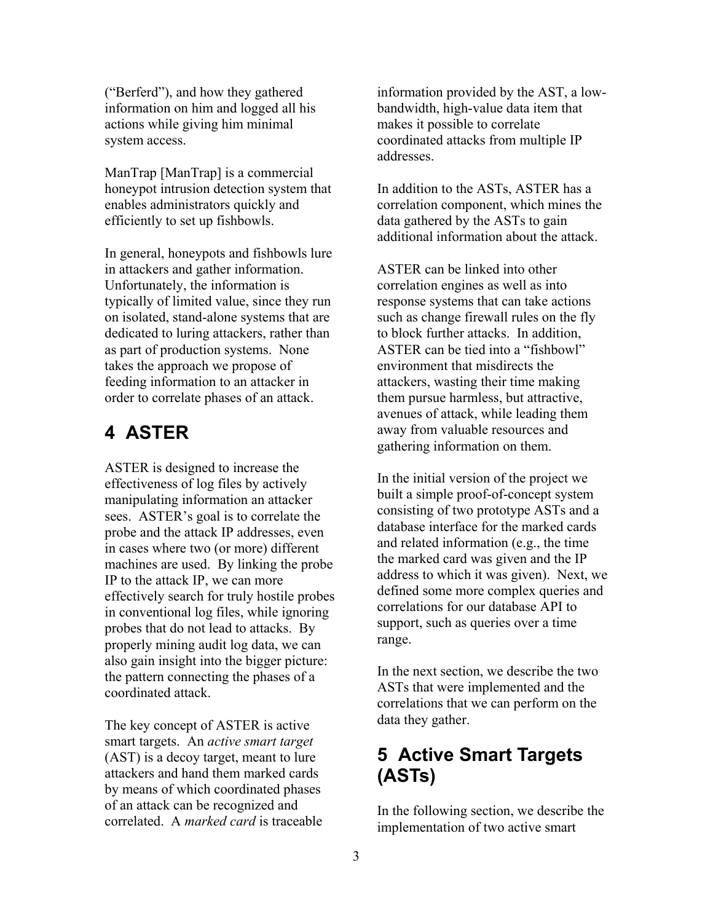("Berferd"), and how they gathered information on him and logged all his actions while giving him minimal system access.

ManTrap [ManTrap] is a commercial honeypot intrusion detection system that enables administrators quickly and efficiently to set up fishbowls.

In general, honeypots and fishbowls lure in attackers and gather information. Unfortunately, the information is typically of limited value, since they run on isolated, stand-alone systems that are dedicated to luring attackers, rather than as part of production systems. None takes the approach we propose of feeding information to an attacker in order to correlate phases of an attack.

# 4 ASTER

ASTER is designed to increase the effectiveness of log files by actively manipulating information an attacker sees. ASTER's goal is to correlate the probe and the attack IP addresses, even in cases where two (or more) different machines are used. By linking the probe IP to the attack IP, we can more effectively search for truly hostile probes in conventional log files, while ignoring probes that do not lead to attacks. By properly mining audit log data, we can also gain insight into the bigger picture: the pattern connecting the phases of a coordinated attack.

The key concept of ASTER is active smart targets. An *active smart target* (AST) is a decoy target, meant to lure attackers and hand them marked cards by means of which coordinated phases of an attack can be recognized and correlated. A *marked card* is traceable information provided by the AST, a low-bandwidth, high-value data item that makes it possible to correlate coordinated attacks from multiple IP addresses.

In addition to the ASTs, ASTER has a correlation component, which mines the data gathered by the ASTs to gain additional information about the attack.

ASTER can be linked into other correlation engines as well as into response systems that can take actions such as change firewall rules on the fly to block further attacks. In addition, ASTER can be tied into a "fishbowl" environment that misdirects the attackers, wasting their time making them pursue harmless, but attractive, avenues of attack, while leading them away from valuable resources and gathering information on them.

In the initial version of the project we built a simple proof-of-concept system consisting of two prototype ASTs and a database interface for the marked cards and related information (e.g., the time the marked card was given and the IP address to which it was given). Next, we defined some more complex queries and correlations for our database API to support, such as queries over a time range.

In the next section, we describe the two ASTs that were implemented and the correlations that we can perform on the data they gather.

# 5 Active Smart Targets (ASTs)

In the following section, we describe the implementation of two active smart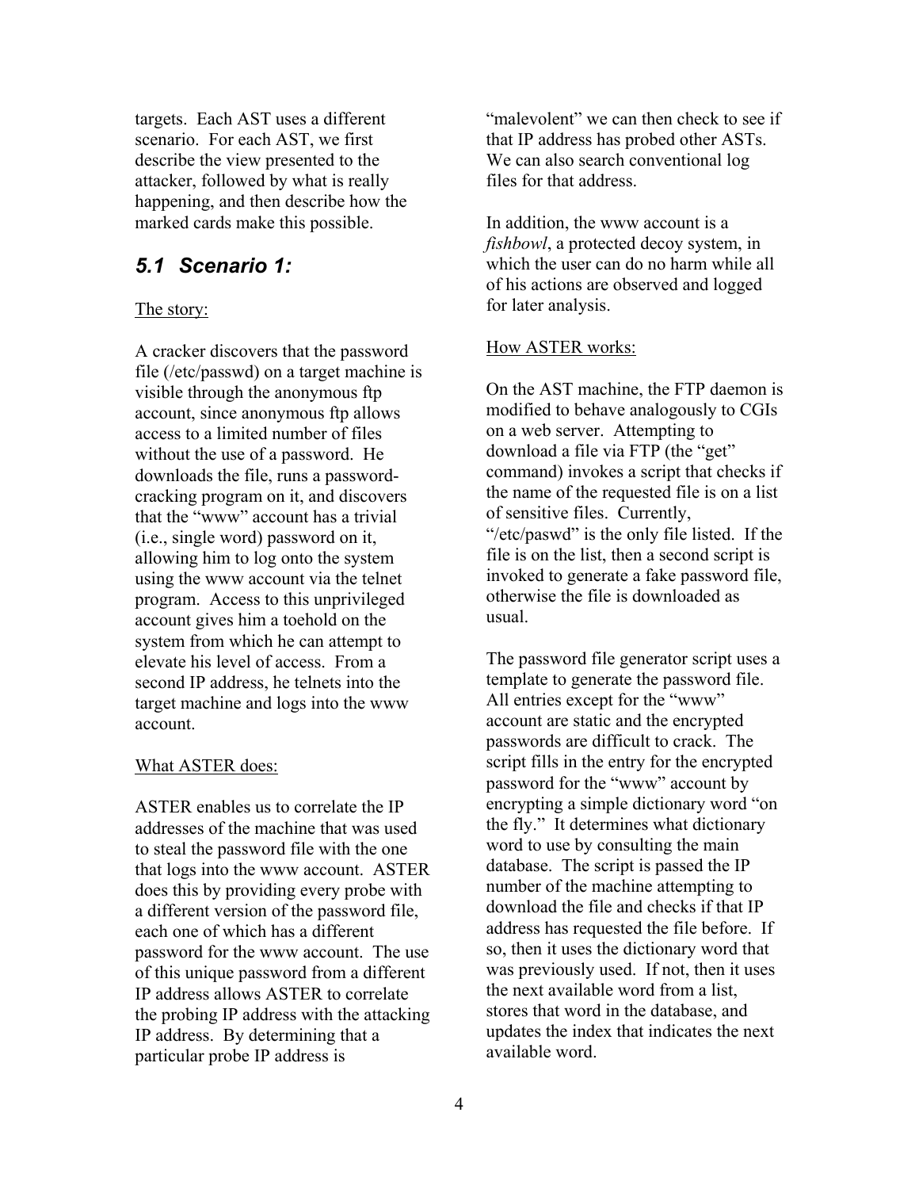targets. Each AST uses a different scenario. For each AST, we first describe the view presented to the attacker, followed by what is really happening, and then describe how the marked cards make this possible.

## 5.1 Scenario 1:

The story:

A cracker discovers that the password file (/etc/passwd) on a target machine is visible through the anonymous ftp account, since anonymous ftp allows access to a limited number of files without the use of a password. He downloads the file, runs a password-cracking program on it, and discovers that the "www" account has a trivial (i.e., single word) password on it, allowing him to log onto the system using the www account via the telnet program. Access to this unprivileged account gives him a toehold on the system from which he can attempt to elevate his level of access. From a second IP address, he telnets into the target machine and logs into the www account.

What ASTER does:

ASTER enables us to correlate the IP addresses of the machine that was used to steal the password file with the one that logs into the www account. ASTER does this by providing every probe with a different version of the password file, each one of which has a different password for the www account. The use of this unique password from a different IP address allows ASTER to correlate the probing IP address with the attacking IP address. By determining that a particular probe IP address is "malevolent" we can then check to see if that IP address has probed other ASTs. We can also search conventional log files for that address.

In addition, the www account is a *fishbowl*, a protected decoy system, in which the user can do no harm while all of his actions are observed and logged for later analysis.

How ASTER works:

On the AST machine, the FTP daemon is modified to behave analogously to CGIs on a web server. Attempting to download a file via FTP (the "get" command) invokes a script that checks if the name of the requested file is on a list of sensitive files. Currently, "/etc/paswd" is the only file listed. If the file is on the list, then a second script is invoked to generate a fake password file, otherwise the file is downloaded as usual.

The password file generator script uses a template to generate the password file. All entries except for the "www" account are static and the encrypted passwords are difficult to crack. The script fills in the entry for the encrypted password for the "www" account by encrypting a simple dictionary word "on the fly." It determines what dictionary word to use by consulting the main database. The script is passed the IP number of the machine attempting to download the file and checks if that IP address has requested the file before. If so, then it uses the dictionary word that was previously used. If not, then it uses the next available word from a list, stores that word in the database, and updates the index that indicates the next available word.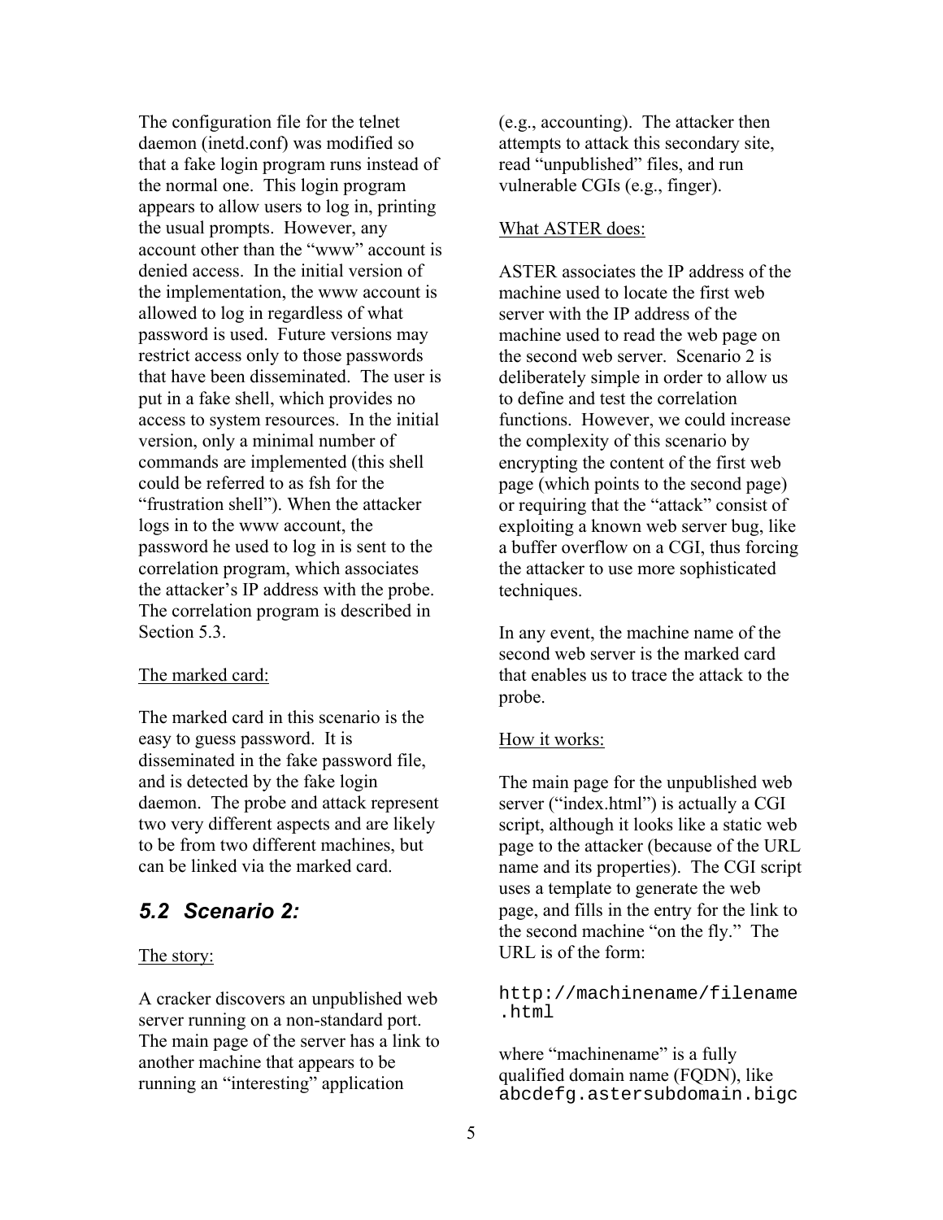The configuration file for the telnet daemon (inetd.conf) was modified so that a fake login program runs instead of the normal one. This login program appears to allow users to log in, printing the usual prompts. However, any account other than the "www" account is denied access. In the initial version of the implementation, the www account is allowed to log in regardless of what password is used. Future versions may restrict access only to those passwords that have been disseminated. The user is put in a fake shell, which provides no access to system resources. In the initial version, only a minimal number of commands are implemented (this shell could be referred to as fsh for the "frustration shell"). When the attacker logs in to the www account, the password he used to log in is sent to the correlation program, which associates the attacker's IP address with the probe. The correlation program is described in Section 5.3.

The marked card:

The marked card in this scenario is the easy to guess password. It is disseminated in the fake password file, and is detected by the fake login daemon. The probe and attack represent two very different aspects and are likely to be from two different machines, but can be linked via the marked card.

## *5.2 Scenario 2:*

The story:

A cracker discovers an unpublished web server running on a non-standard port. The main page of the server has a link to another machine that appears to be running an "interesting" application (e.g., accounting). The attacker then attempts to attack this secondary site, read "unpublished" files, and run vulnerable CGIs (e.g., finger).

What ASTER does:

ASTER associates the IP address of the machine used to locate the first web server with the IP address of the machine used to read the web page on the second web server. Scenario 2 is deliberately simple in order to allow us to define and test the correlation functions. However, we could increase the complexity of this scenario by encrypting the content of the first web page (which points to the second page) or requiring that the "attack" consist of exploiting a known web server bug, like a buffer overflow on a CGI, thus forcing the attacker to use more sophisticated techniques.

In any event, the machine name of the second web server is the marked card that enables us to trace the attack to the probe.

How it works:

The main page for the unpublished web server ("index.html") is actually a CGI script, although it looks like a static web page to the attacker (because of the URL name and its properties). The CGI script uses a template to generate the web page, and fills in the entry for the link to the second machine "on the fly." The URL is of the form:

```
http://machinename/filename.html
```

where "machinename" is a fully qualified domain name (FQDN), like `abcdefg.astersubdomain.bigc`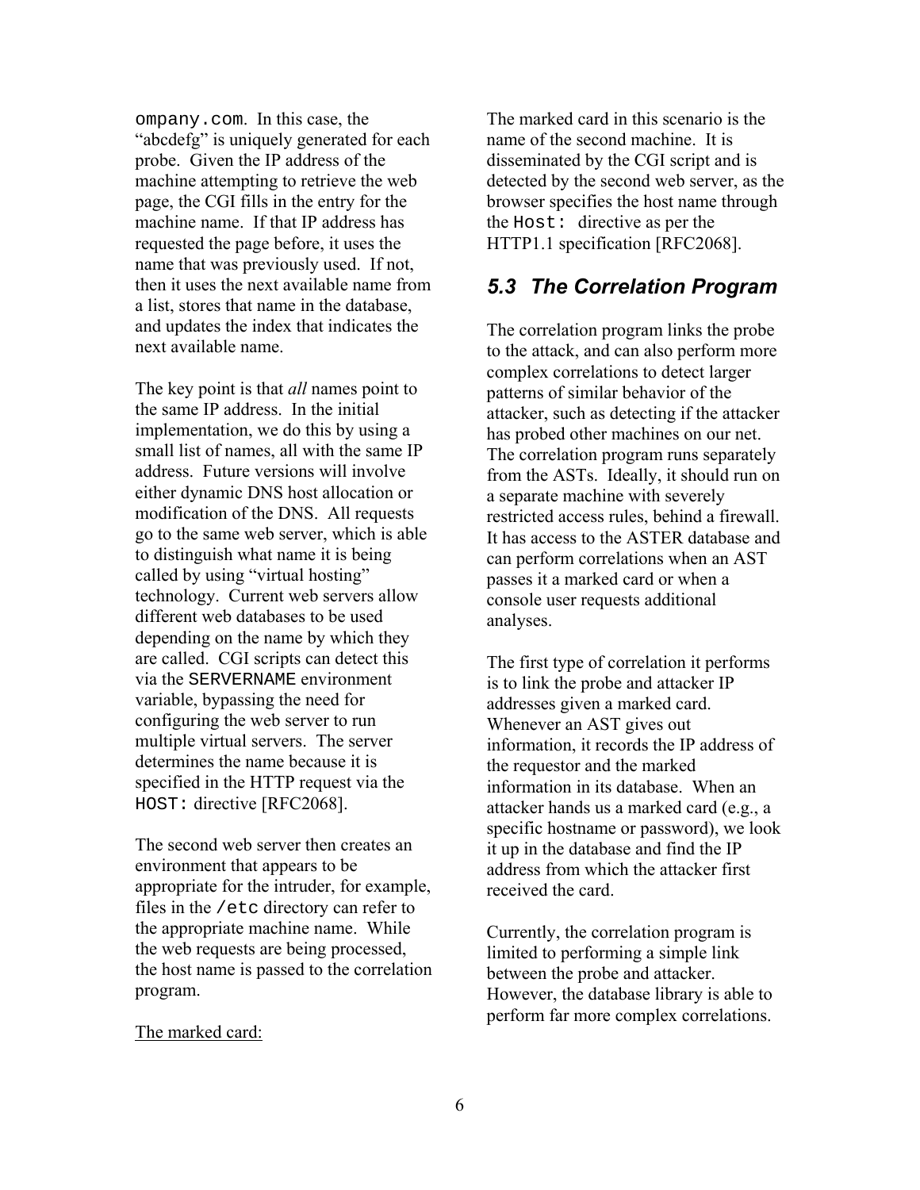ompany.com. In this case, the "abcdefg" is uniquely generated for each probe. Given the IP address of the machine attempting to retrieve the web page, the CGI fills in the entry for the machine name. If that IP address has requested the page before, it uses the name that was previously used. If not, then it uses the next available name from a list, stores that name in the database, and updates the index that indicates the next available name.

The key point is that *all* names point to the same IP address. In the initial implementation, we do this by using a small list of names, all with the same IP address. Future versions will involve either dynamic DNS host allocation or modification of the DNS. All requests go to the same web server, which is able to distinguish what name it is being called by using "virtual hosting" technology. Current web servers allow different web databases to be used depending on the name by which they are called. CGI scripts can detect this via the `SERVERNAME` environment variable, bypassing the need for configuring the web server to run multiple virtual servers. The server determines the name because it is specified in the HTTP request via the `HOST:` directive [RFC2068].

The second web server then creates an environment that appears to be appropriate for the intruder, for example, files in the `/etc` directory can refer to the appropriate machine name. While the web requests are being processed, the host name is passed to the correlation program.

<u>The marked card:</u>

The marked card in this scenario is the name of the second machine. It is disseminated by the CGI script and is detected by the second web server, as the browser specifies the host name through the `Host:` directive as per the HTTP1.1 specification [RFC2068].

## *5.3 The Correlation Program*

The correlation program links the probe to the attack, and can also perform more complex correlations to detect larger patterns of similar behavior of the attacker, such as detecting if the attacker has probed other machines on our net. The correlation program runs separately from the ASTs. Ideally, it should run on a separate machine with severely restricted access rules, behind a firewall. It has access to the ASTER database and can perform correlations when an AST passes it a marked card or when a console user requests additional analyses.

The first type of correlation it performs is to link the probe and attacker IP addresses given a marked card. Whenever an AST gives out information, it records the IP address of the requestor and the marked information in its database. When an attacker hands us a marked card (e.g., a specific hostname or password), we look it up in the database and find the IP address from which the attacker first received the card.

Currently, the correlation program is limited to performing a simple link between the probe and attacker. However, the database library is able to perform far more complex correlations.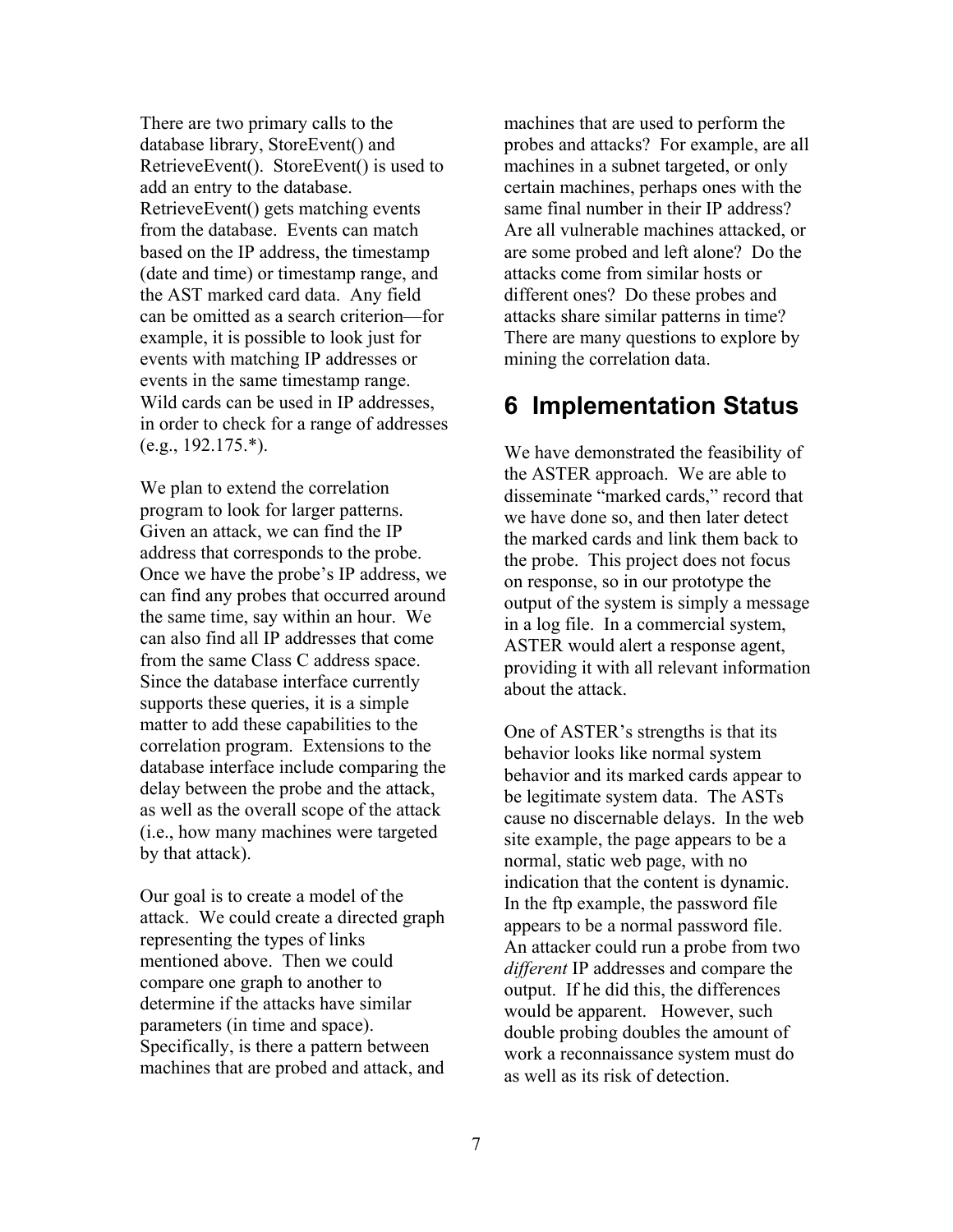There are two primary calls to the database library, StoreEvent() and RetrieveEvent(). StoreEvent() is used to add an entry to the database. RetrieveEvent() gets matching events from the database. Events can match based on the IP address, the timestamp (date and time) or timestamp range, and the AST marked card data. Any field can be omitted as a search criterion—for example, it is possible to look just for events with matching IP addresses or events in the same timestamp range. Wild cards can be used in IP addresses, in order to check for a range of addresses (e.g., 192.175.*).

We plan to extend the correlation program to look for larger patterns. Given an attack, we can find the IP address that corresponds to the probe. Once we have the probe's IP address, we can find any probes that occurred around the same time, say within an hour. We can also find all IP addresses that come from the same Class C address space. Since the database interface currently supports these queries, it is a simple matter to add these capabilities to the correlation program. Extensions to the database interface include comparing the delay between the probe and the attack, as well as the overall scope of the attack (i.e., how many machines were targeted by that attack).

Our goal is to create a model of the attack. We could create a directed graph representing the types of links mentioned above. Then we could compare one graph to another to determine if the attacks have similar parameters (in time and space). Specifically, is there a pattern between machines that are probed and attack, and machines that are used to perform the probes and attacks? For example, are all machines in a subnet targeted, or only certain machines, perhaps ones with the same final number in their IP address? Are all vulnerable machines attacked, or are some probed and left alone? Do the attacks come from similar hosts or different ones? Do these probes and attacks share similar patterns in time? There are many questions to explore by mining the correlation data.

# 6 Implementation Status

We have demonstrated the feasibility of the ASTER approach. We are able to disseminate "marked cards," record that we have done so, and then later detect the marked cards and link them back to the probe. This project does not focus on response, so in our prototype the output of the system is simply a message in a log file. In a commercial system, ASTER would alert a response agent, providing it with all relevant information about the attack.

One of ASTER's strengths is that its behavior looks like normal system behavior and its marked cards appear to be legitimate system data. The ASTs cause no discernable delays. In the web site example, the page appears to be a normal, static web page, with no indication that the content is dynamic. In the ftp example, the password file appears to be a normal password file. An attacker could run a probe from two *different* IP addresses and compare the output. If he did this, the differences would be apparent. However, such double probing doubles the amount of work a reconnaissance system must do as well as its risk of detection.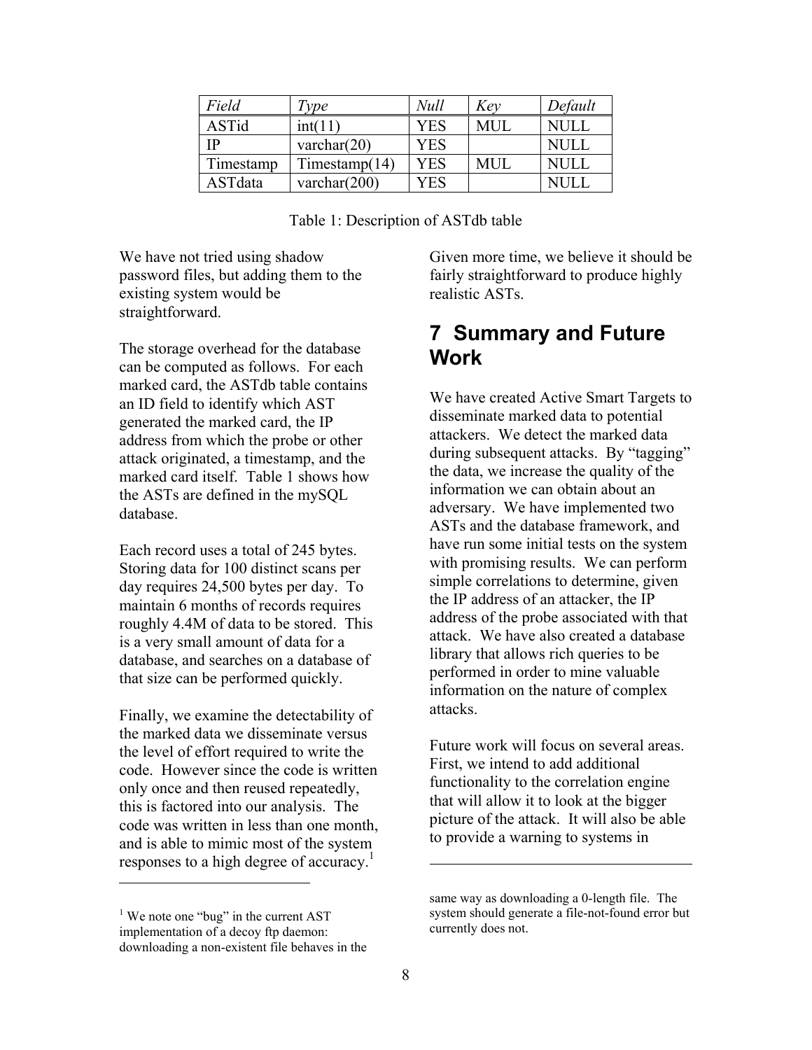| *Field* | *Type* | *Null* | *Key* | *Default* |
|---|---|---|---|---|
| ASTid | int(11) | YES | MUL | NULL |
| IP | varchar(20) | YES | | NULL |
| Timestamp | Timestamp(14) | YES | MUL | NULL |
| ASTdata | varchar(200) | YES | | NULL |

Table 1: Description of ASTdb table

We have not tried using shadow password files, but adding them to the existing system would be straightforward.

The storage overhead for the database can be computed as follows. For each marked card, the ASTdb table contains an ID field to identify which AST generated the marked card, the IP address from which the probe or other attack originated, a timestamp, and the marked card itself. Table 1 shows how the ASTs are defined in the mySQL database.

Each record uses a total of 245 bytes. Storing data for 100 distinct scans per day requires 24,500 bytes per day. To maintain 6 months of records requires roughly 4.4M of data to be stored. This is a very small amount of data for a database, and searches on a database of that size can be performed quickly.

Finally, we examine the detectability of the marked data we disseminate versus the level of effort required to write the code. However since the code is written only once and then reused repeatedly, this is factored into our analysis. The code was written in less than one month, and is able to mimic most of the system responses to a high degree of accuracy.[1] Given more time, we believe it should be fairly straightforward to produce highly realistic ASTs.

# 7 Summary and Future Work

We have created Active Smart Targets to disseminate marked data to potential attackers. We detect the marked data during subsequent attacks. By "tagging" the data, we increase the quality of the information we can obtain about an adversary. We have implemented two ASTs and the database framework, and have run some initial tests on the system with promising results. We can perform simple correlations to determine, given the IP address of an attacker, the IP address of the probe associated with that attack. We have also created a database library that allows rich queries to be performed in order to mine valuable information on the nature of complex attacks.

Future work will focus on several areas. First, we intend to add additional functionality to the correlation engine that will allow it to look at the bigger picture of the attack. It will also be able to provide a warning to systems in

[1] We note one "bug" in the current AST implementation of a decoy ftp daemon: downloading a non-existent file behaves in the same way as downloading a 0-length file. The system should generate a file-not-found error but currently does not.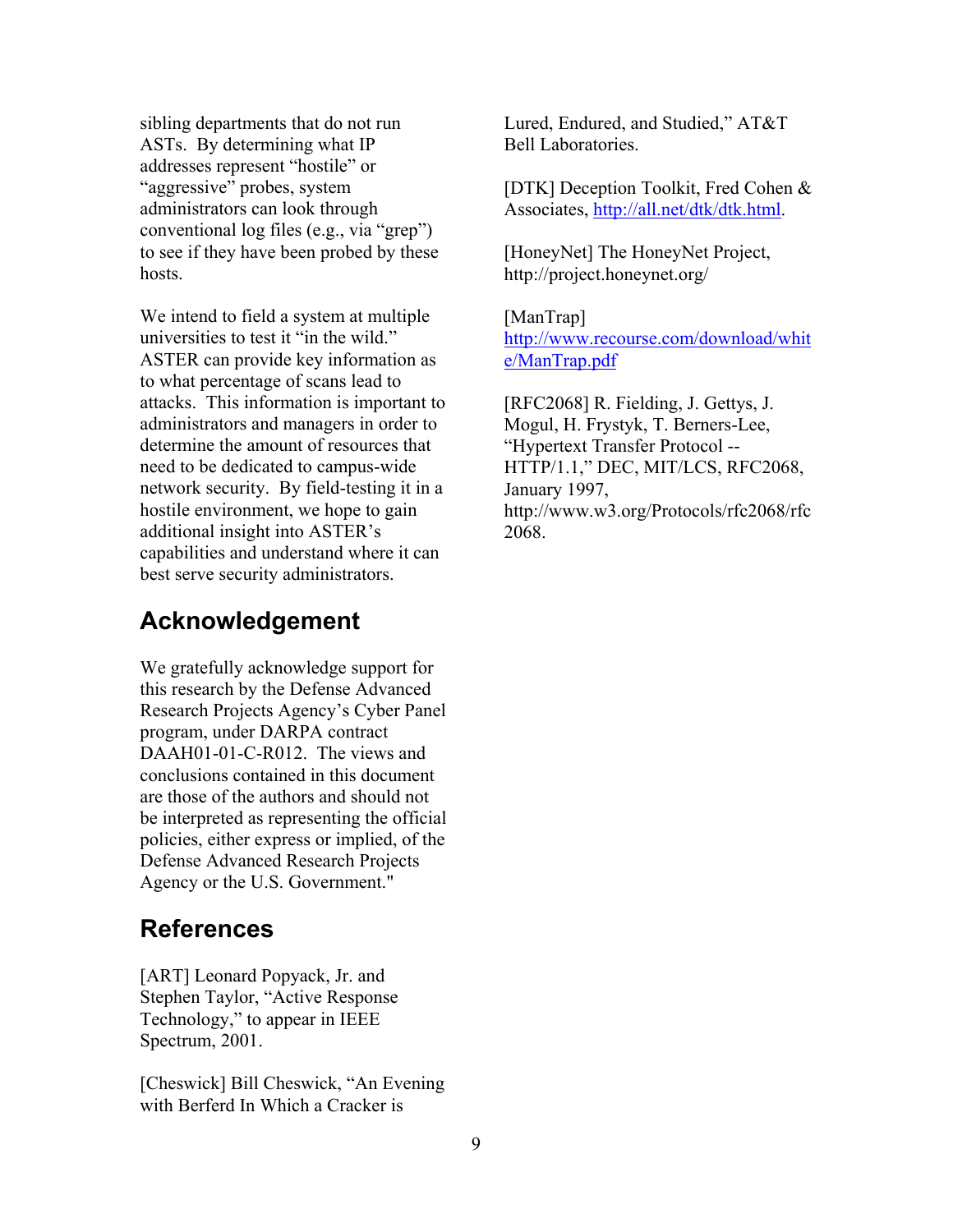sibling departments that do not run ASTs. By determining what IP addresses represent “hostile” or “aggressive” probes, system administrators can look through conventional log files (e.g., via “grep”) to see if they have been probed by these hosts.

We intend to field a system at multiple universities to test it “in the wild.” ASTER can provide key information as to what percentage of scans lead to attacks. This information is important to administrators and managers in order to determine the amount of resources that need to be dedicated to campus-wide network security. By field-testing it in a hostile environment, we hope to gain additional insight into ASTER’s capabilities and understand where it can best serve security administrators.

## Acknowledgement

We gratefully acknowledge support for this research by the Defense Advanced Research Projects Agency’s Cyber Panel program, under DARPA contract DAAH01-01-C-R012. The views and conclusions contained in this document are those of the authors and should not be interpreted as representing the official policies, either express or implied, of the Defense Advanced Research Projects Agency or the U.S. Government."

## References

[ART] Leonard Popyack, Jr. and Stephen Taylor, “Active Response Technology,” to appear in IEEE Spectrum, 2001.

[Cheswick] Bill Cheswick, “An Evening with Berferd In Which a Cracker is Lured, Endured, and Studied,” AT&T Bell Laboratories.

[DTK] Deception Toolkit, Fred Cohen & Associates, http://all.net/dtk/dtk.html.

[HoneyNet] The HoneyNet Project, http://project.honeynet.org/

[ManTrap] http://www.recourse.com/download/white/ManTrap.pdf

[RFC2068] R. Fielding, J. Gettys, J. Mogul, H. Frystyk, T. Berners-Lee, “Hypertext Transfer Protocol -- HTTP/1.1,” DEC, MIT/LCS, RFC2068, January 1997, http://www.w3.org/Protocols/rfc2068/rfc2068.